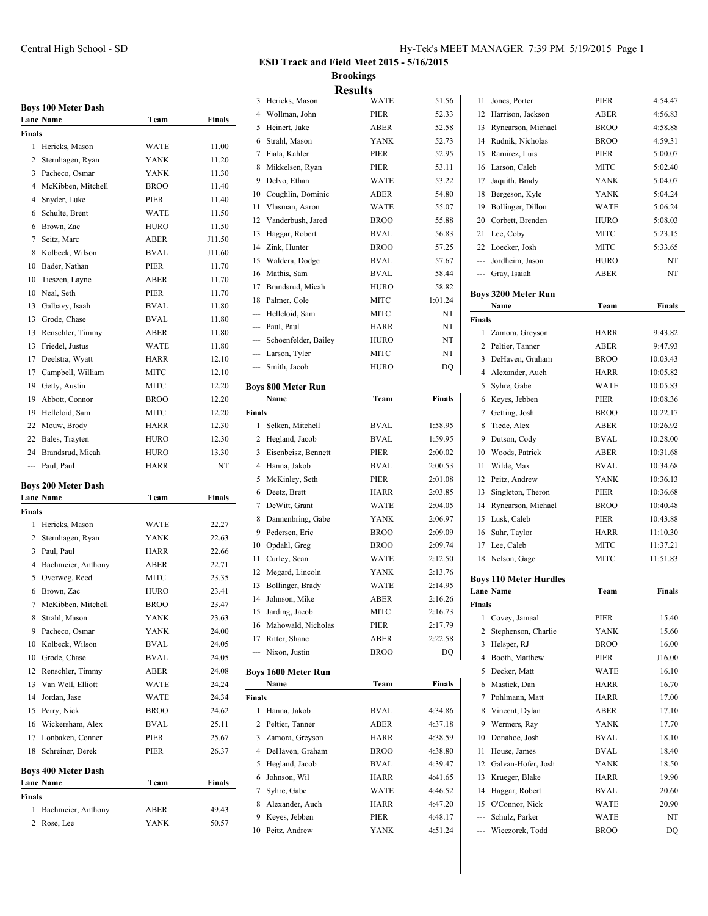# ESD Track and Field Meet 2015 - 5/16/2015

## Brookings

## Results

### Boys 100 Meter Dash

| Lane | Name | Team | Finals |
|---|---|---|---|
| **Finals** | | | |
| 1 | Hericks, Mason | WATE | 11.00 |
| 2 | Sternhagen, Ryan | YANK | 11.20 |
| 3 | Pacheco, Osmar | YANK | 11.30 |
| 4 | McKibben, Mitchell | BROO | 11.40 |
| 4 | Snyder, Luke | PIER | 11.40 |
| 6 | Schulte, Brent | WATE | 11.50 |
| 6 | Brown, Zac | HURO | 11.50 |
| 7 | Seitz, Marc | ABER | J11.50 |
| 8 | Kolbeck, Wilson | BVAL | J11.60 |
| 10 | Bader, Nathan | PIER | 11.70 |
| 10 | Tieszen, Layne | ABER | 11.70 |
| 10 | Neal, Seth | PIER | 11.70 |
| 13 | Galbavy, Isaah | BVAL | 11.80 |
| 13 | Grode, Chase | BVAL | 11.80 |
| 13 | Renschler, Timmy | ABER | 11.80 |
| 13 | Friedel, Justus | WATE | 11.80 |
| 17 | Deelstra, Wyatt | HARR | 12.10 |
| 17 | Campbell, William | MITC | 12.10 |
| 19 | Getty, Austin | MITC | 12.20 |
| 19 | Abbott, Connor | BROO | 12.20 |
| 19 | Helleloid, Sam | MITC | 12.20 |
| 22 | Mouw, Brody | HARR | 12.30 |
| 22 | Bales, Trayten | HURO | 12.30 |
| 24 | Brandsrud, Micah | HURO | 13.30 |
| --- | Paul, Paul | HARR | NT |

### Boys 200 Meter Dash

| Lane | Name | Team | Finals |
|---|---|---|---|
| **Finals** | | | |
| 1 | Hericks, Mason | WATE | 22.27 |
| 2 | Sternhagen, Ryan | YANK | 22.63 |
| 3 | Paul, Paul | HARR | 22.66 |
| 4 | Bachmeier, Anthony | ABER | 22.71 |
| 5 | Overweg, Reed | MITC | 23.35 |
| 6 | Brown, Zac | HURO | 23.41 |
| 7 | McKibben, Mitchell | BROO | 23.47 |
| 8 | Strahl, Mason | YANK | 23.63 |
| 9 | Pacheco, Osmar | YANK | 24.00 |
| 10 | Kolbeck, Wilson | BVAL | 24.05 |
| 10 | Grode, Chase | BVAL | 24.05 |
| 12 | Renschler, Timmy | ABER | 24.08 |
| 13 | Van Well, Elliott | WATE | 24.24 |
| 14 | Jordan, Jase | WATE | 24.34 |
| 15 | Perry, Nick | BROO | 24.62 |
| 16 | Wickersham, Alex | BVAL | 25.11 |
| 17 | Lonbaken, Conner | PIER | 25.67 |
| 18 | Schreiner, Derek | PIER | 26.37 |

### Boys 400 Meter Dash

| Lane | Name | Team | Finals |
|---|---|---|---|
| **Finals** | | | |
| 1 | Bachmeier, Anthony | ABER | 49.43 |
| 2 | Rose, Lee | YANK | 50.57 |
| 3 | Hericks, Mason | WATE | 51.56 |
| 4 | Wollman, John | PIER | 52.33 |
| 5 | Heinert, Jake | ABER | 52.58 |
| 6 | Strahl, Mason | YANK | 52.73 |
| 7 | Fiala, Kahler | PIER | 52.95 |
| 8 | Mikkelsen, Ryan | PIER | 53.11 |
| 9 | Delvo, Ethan | WATE | 53.22 |
| 10 | Coughlin, Dominic | ABER | 54.80 |
| 11 | Vlasman, Aaron | WATE | 55.07 |
| 12 | Vanderbush, Jared | BROO | 55.88 |
| 13 | Haggar, Robert | BVAL | 56.83 |
| 14 | Zink, Hunter | BROO | 57.25 |
| 15 | Waldera, Dodge | BVAL | 57.67 |
| 16 | Mathis, Sam | BVAL | 58.44 |
| 17 | Brandsrud, Micah | HURO | 58.82 |
| 18 | Palmer, Cole | MITC | 1:01.24 |
| --- | Helleloid, Sam | MITC | NT |
| --- | Paul, Paul | HARR | NT |
| --- | Schoenfelder, Bailey | HURO | NT |
| --- | Larson, Tyler | MITC | NT |
| --- | Smith, Jacob | HURO | DQ |

### Boys 800 Meter Run

| | Name | Team | Finals |
|---|---|---|---|
| **Finals** | | | |
| 1 | Selken, Mitchell | BVAL | 1:58.95 |
| 2 | Hegland, Jacob | BVAL | 1:59.95 |
| 3 | Eisenbeisz, Bennett | PIER | 2:00.02 |
| 4 | Hanna, Jakob | BVAL | 2:00.53 |
| 5 | McKinley, Seth | PIER | 2:01.08 |
| 6 | Deetz, Brett | HARR | 2:03.85 |
| 7 | DeWitt, Grant | WATE | 2:04.05 |
| 8 | Dannenbring, Gabe | YANK | 2:06.97 |
| 9 | Pedersen, Eric | BROO | 2:09.09 |
| 10 | Opdahl, Greg | BROO | 2:09.74 |
| 11 | Curley, Sean | WATE | 2:12.50 |
| 12 | Megard, Lincoln | YANK | 2:13.76 |
| 13 | Bollinger, Brady | WATE | 2:14.95 |
| 14 | Johnson, Mike | ABER | 2:16.26 |
| 15 | Jarding, Jacob | MITC | 2:16.73 |
| 16 | Mahowald, Nicholas | PIER | 2:17.79 |
| 17 | Ritter, Shane | ABER | 2:22.58 |
| --- | Nixon, Justin | BROO | DQ |

### Boys 1600 Meter Run

| | Name | Team | Finals |
|---|---|---|---|
| **Finals** | | | |
| 1 | Hanna, Jakob | BVAL | 4:34.86 |
| 2 | Peltier, Tanner | ABER | 4:37.18 |
| 3 | Zamora, Greyson | HARR | 4:38.59 |
| 4 | DeHaven, Graham | BROO | 4:38.80 |
| 5 | Hegland, Jacob | BVAL | 4:39.47 |
| 6 | Johnson, Wil | HARR | 4:41.65 |
| 7 | Syhre, Gabe | WATE | 4:46.52 |
| 8 | Alexander, Auch | HARR | 4:47.20 |
| 9 | Keyes, Jebben | PIER | 4:48.17 |
| 10 | Peitz, Andrew | YANK | 4:51.24 |
| 11 | Jones, Porter | PIER | 4:54.47 |
| 12 | Harrison, Jackson | ABER | 4:56.83 |
| 13 | Rynearson, Michael | BROO | 4:58.88 |
| 14 | Rudnik, Nicholas | BROO | 4:59.31 |
| 15 | Ramirez, Luis | PIER | 5:00.07 |
| 16 | Larson, Caleb | MITC | 5:02.40 |
| 17 | Jaquith, Brady | YANK | 5:04.07 |
| 18 | Bergeson, Kyle | YANK | 5:04.24 |
| 19 | Bollinger, Dillon | WATE | 5:06.24 |
| 20 | Corbett, Brenden | HURO | 5:08.03 |
| 21 | Lee, Coby | MITC | 5:23.15 |
| 22 | Loecker, Josh | MITC | 5:33.65 |
| --- | Jordheim, Jason | HURO | NT |
| --- | Gray, Isaiah | ABER | NT |

### Boys 3200 Meter Run

| | Name | Team | Finals |
|---|---|---|---|
| **Finals** | | | |
| 1 | Zamora, Greyson | HARR | 9:43.82 |
| 2 | Peltier, Tanner | ABER | 9:47.93 |
| 3 | DeHaven, Graham | BROO | 10:03.43 |
| 4 | Alexander, Auch | HARR | 10:05.82 |
| 5 | Syhre, Gabe | WATE | 10:05.83 |
| 6 | Keyes, Jebben | PIER | 10:08.36 |
| 7 | Getting, Josh | BROO | 10:22.17 |
| 8 | Tiede, Alex | ABER | 10:26.92 |
| 9 | Dutson, Cody | BVAL | 10:28.00 |
| 10 | Woods, Patrick | ABER | 10:31.68 |
| 11 | Wilde, Max | BVAL | 10:34.68 |
| 12 | Peitz, Andrew | YANK | 10:36.13 |
| 13 | Singleton, Theron | PIER | 10:36.68 |
| 14 | Rynearson, Michael | BROO | 10:40.48 |
| 15 | Lusk, Caleb | PIER | 10:43.88 |
| 16 | Suhr, Taylor | HARR | 11:10.30 |
| 17 | Lee, Caleb | MITC | 11:37.21 |
| 18 | Nelson, Gage | MITC | 11:51.83 |

### Boys 110 Meter Hurdles

| Lane | Name | Team | Finals |
|---|---|---|---|
| **Finals** | | | |
| 1 | Covey, Jamaal | PIER | 15.40 |
| 2 | Stephenson, Charlie | YANK | 15.60 |
| 3 | Helsper, RJ | BROO | 16.00 |
| 4 | Booth, Matthew | PIER | J16.00 |
| 5 | Decker, Matt | WATE | 16.10 |
| 6 | Mastick, Dan | HARR | 16.70 |
| 7 | Pohlmann, Matt | HARR | 17.00 |
| 8 | Vincent, Dylan | ABER | 17.10 |
| 9 | Wermers, Ray | YANK | 17.70 |
| 10 | Donahoe, Josh | BVAL | 18.10 |
| 11 | House, James | BVAL | 18.40 |
| 12 | Galvan-Hofer, Josh | YANK | 18.50 |
| 13 | Krueger, Blake | HARR | 19.90 |
| 14 | Haggar, Robert | BVAL | 20.60 |
| 15 | O'Connor, Nick | WATE | 20.90 |
| --- | Schulz, Parker | WATE | NT |
| --- | Wieczorek, Todd | BROO | DQ |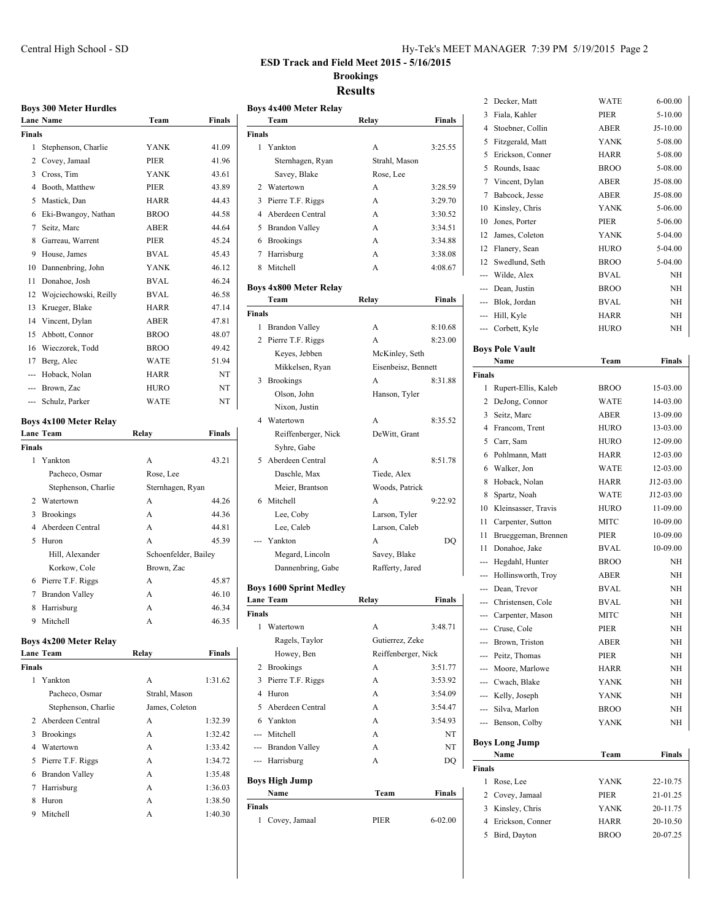# ESD Track and Field Meet 2015 - 5/16/2015

## Brookings

## Results

### Boys 300 Meter Hurdles

| Lane | Name | Team | Finals |
|---|---|---|---|
| **Finals** | | | |
| 1 | Stephenson, Charlie | YANK | 41.09 |
| 2 | Covey, Jamaal | PIER | 41.96 |
| 3 | Cross, Tim | YANK | 43.61 |
| 4 | Booth, Matthew | PIER | 43.89 |
| 5 | Mastick, Dan | HARR | 44.43 |
| 6 | Eki-Bwangoy, Nathan | BROO | 44.58 |
| 7 | Seitz, Marc | ABER | 44.64 |
| 8 | Garreau, Warrent | PIER | 45.24 |
| 9 | House, James | BVAL | 45.43 |
| 10 | Dannenbring, John | YANK | 46.12 |
| 11 | Donahoe, Josh | BVAL | 46.24 |
| 12 | Wojciechowski, Reilly | BVAL | 46.58 |
| 13 | Krueger, Blake | HARR | 47.14 |
| 14 | Vincent, Dylan | ABER | 47.81 |
| 15 | Abbott, Connor | BROO | 48.07 |
| 16 | Wieczorek, Todd | BROO | 49.42 |
| 17 | Berg, Alec | WATE | 51.94 |
| --- | Hoback, Nolan | HARR | NT |
| --- | Brown, Zac | HURO | NT |
| --- | Schulz, Parker | WATE | NT |

### Boys 4x100 Meter Relay

| Lane | Team | Relay | Finals |
|---|---|---|---|
| **Finals** | | | |
| 1 | Yankton | A | 43.21 |
| | Pacheco, Osmar | Rose, Lee | |
| | Stephenson, Charlie | Sternhagen, Ryan | |
| 2 | Watertown | A | 44.26 |
| 3 | Brookings | A | 44.36 |
| 4 | Aberdeen Central | A | 44.81 |
| 5 | Huron | A | 45.39 |
| | Hill, Alexander | Schoenfelder, Bailey | |
| | Korkow, Cole | Brown, Zac | |
| 6 | Pierre T.F. Riggs | A | 45.87 |
| 7 | Brandon Valley | A | 46.10 |
| 8 | Harrisburg | A | 46.34 |
| 9 | Mitchell | A | 46.35 |

### Boys 4x200 Meter Relay

| Lane | Team | Relay | Finals |
|---|---|---|---|
| **Finals** | | | |
| 1 | Yankton | A | 1:31.62 |
| | Pacheco, Osmar | Strahl, Mason | |
| | Stephenson, Charlie | James, Coleton | |
| 2 | Aberdeen Central | A | 1:32.39 |
| 3 | Brookings | A | 1:32.42 |
| 4 | Watertown | A | 1:33.42 |
| 5 | Pierre T.F. Riggs | A | 1:34.72 |
| 6 | Brandon Valley | A | 1:35.48 |
| 7 | Harrisburg | A | 1:36.03 |
| 8 | Huron | A | 1:38.50 |
| 9 | Mitchell | A | 1:40.30 |

### Boys 4x400 Meter Relay

| | Team | Relay | Finals |
|---|---|---|---|
| **Finals** | | | |
| 1 | Yankton | A | 3:25.55 |
| | Sternhagen, Ryan | Strahl, Mason | |
| | Savey, Blake | Rose, Lee | |
| 2 | Watertown | A | 3:28.59 |
| 3 | Pierre T.F. Riggs | A | 3:29.70 |
| 4 | Aberdeen Central | A | 3:30.52 |
| 5 | Brandon Valley | A | 3:34.51 |
| 6 | Brookings | A | 3:34.88 |
| 7 | Harrisburg | A | 3:38.08 |
| 8 | Mitchell | A | 4:08.67 |

### Boys 4x800 Meter Relay

| | Team | Relay | Finals |
|---|---|---|---|
| **Finals** | | | |
| 1 | Brandon Valley | A | 8:10.68 |
| 2 | Pierre T.F. Riggs | A | 8:23.00 |
| | Keyes, Jebben | McKinley, Seth | |
| | Mikkelsen, Ryan | Eisenbeisz, Bennett | |
| 3 | Brookings | A | 8:31.88 |
| | Olson, John | Hanson, Tyler | |
| | Nixon, Justin | | |
| 4 | Watertown | A | 8:35.52 |
| | Reiffenberger, Nick | DeWitt, Grant | |
| | Syhre, Gabe | | |
| 5 | Aberdeen Central | A | 8:51.78 |
| | Daschle, Max | Tiede, Alex | |
| | Meier, Brantson | Woods, Patrick | |
| 6 | Mitchell | A | 9:22.92 |
| | Lee, Coby | Larson, Tyler | |
| | Lee, Caleb | Larson, Caleb | |
| --- | Yankton | A | DQ |
| | Megard, Lincoln | Savey, Blake | |
| | Dannenbring, Gabe | Rafferty, Jared | |

### Boys 1600 Sprint Medley

| Lane | Team | Relay | Finals |
|---|---|---|---|
| **Finals** | | | |
| 1 | Watertown | A | 3:48.71 |
| | Ragels, Taylor | Gutierrez, Zeke | |
| | Howey, Ben | Reiffenberger, Nick | |
| 2 | Brookings | A | 3:51.77 |
| 3 | Pierre T.F. Riggs | A | 3:53.92 |
| 4 | Huron | A | 3:54.09 |
| 5 | Aberdeen Central | A | 3:54.47 |
| 6 | Yankton | A | 3:54.93 |
| --- | Mitchell | A | NT |
| --- | Brandon Valley | A | NT |
| --- | Harrisburg | A | DQ |

### Boys High Jump

| | Name | Team | Finals |
|---|---|---|---|
| **Finals** | | | |
| 1 | Covey, Jamaal | PIER | 6-02.00 |
| 2 | Decker, Matt | WATE | 6-00.00 |
| 3 | Fiala, Kahler | PIER | 5-10.00 |
| 4 | Stoebner, Collin | ABER | J5-10.00 |
| 5 | Fitzgerald, Matt | YANK | 5-08.00 |
| 5 | Erickson, Conner | HARR | 5-08.00 |
| 5 | Rounds, Isaac | BROO | 5-08.00 |
| 7 | Vincent, Dylan | ABER | J5-08.00 |
| 7 | Babcock, Jesse | ABER | J5-08.00 |
| 10 | Kinsley, Chris | YANK | 5-06.00 |
| 10 | Jones, Porter | PIER | 5-06.00 |
| 12 | James, Coleton | YANK | 5-04.00 |
| 12 | Flanery, Sean | HURO | 5-04.00 |
| 12 | Swedlund, Seth | BROO | 5-04.00 |
| --- | Wilde, Alex | BVAL | NH |
| --- | Dean, Justin | BROO | NH |
| --- | Blok, Jordan | BVAL | NH |
| --- | Hill, Kyle | HARR | NH |
| --- | Corbett, Kyle | HURO | NH |

### Boys Pole Vault

| | Name | Team | Finals |
|---|---|---|---|
| **Finals** | | | |
| 1 | Rupert-Ellis, Kaleb | BROO | 15-03.00 |
| 2 | DeJong, Connor | WATE | 14-03.00 |
| 3 | Seitz, Marc | ABER | 13-09.00 |
| 4 | Francom, Trent | HURO | 13-03.00 |
| 5 | Carr, Sam | HURO | 12-09.00 |
| 6 | Pohlmann, Matt | HARR | 12-03.00 |
| 6 | Walker, Jon | WATE | 12-03.00 |
| 8 | Hoback, Nolan | HARR | J12-03.00 |
| 8 | Spartz, Noah | WATE | J12-03.00 |
| 10 | Kleinsasser, Travis | HURO | 11-09.00 |
| 11 | Carpenter, Sutton | MITC | 10-09.00 |
| 11 | Brueggeman, Brennen | PIER | 10-09.00 |
| 11 | Donahoe, Jake | BVAL | 10-09.00 |
| --- | Hegdahl, Hunter | BROO | NH |
| --- | Hollinsworth, Troy | ABER | NH |
| --- | Dean, Trevor | BVAL | NH |
| --- | Christensen, Cole | BVAL | NH |
| --- | Carpenter, Mason | MITC | NH |
| --- | Cruse, Cole | PIER | NH |
| --- | Brown, Triston | ABER | NH |
| --- | Peitz, Thomas | PIER | NH |
| --- | Moore, Marlowe | HARR | NH |
| --- | Cwach, Blake | YANK | NH |
| --- | Kelly, Joseph | YANK | NH |
| --- | Silva, Marlon | BROO | NH |
| --- | Benson, Colby | YANK | NH |

### Boys Long Jump

| | Name | Team | Finals |
|---|---|---|---|
| **Finals** | | | |
| 1 | Rose, Lee | YANK | 22-10.75 |
| 2 | Covey, Jamaal | PIER | 21-01.25 |
| 3 | Kinsley, Chris | YANK | 20-11.75 |
| 4 | Erickson, Conner | HARR | 20-10.50 |
| 5 | Bird, Dayton | BROO | 20-07.25 |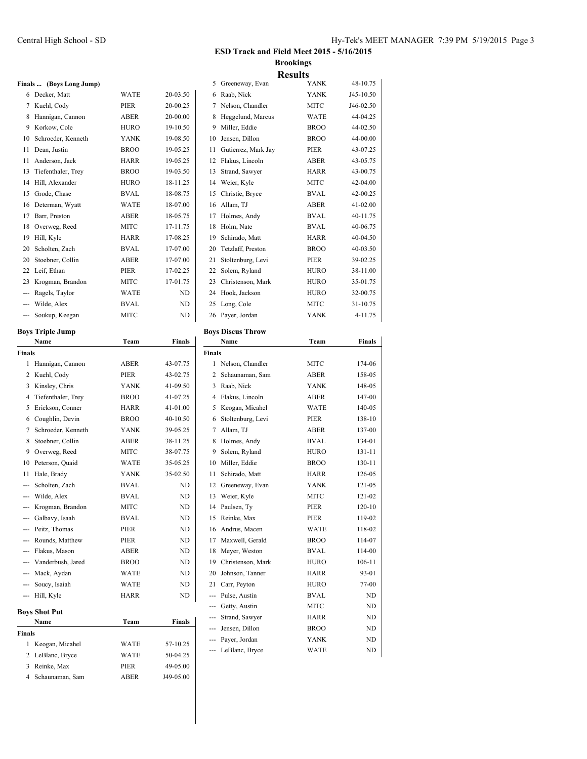**ESD Track and Field Meet 2015 - 5/16/2015**

**Brookings**

**Results**

**Finals ... (Boys Long Jump)**

| | Name | Team | Finals |
|---|---|---|---|
| 6 | Decker, Matt | WATE | 20-03.50 |
| 7 | Kuehl, Cody | PIER | 20-00.25 |
| 8 | Hannigan, Cannon | ABER | 20-00.00 |
| 9 | Korkow, Cole | HURO | 19-10.50 |
| 10 | Schroeder, Kenneth | YANK | 19-08.50 |
| 11 | Dean, Justin | BROO | 19-05.25 |
| 11 | Anderson, Jack | HARR | 19-05.25 |
| 13 | Tiefenthaler, Trey | BROO | 19-03.50 |
| 14 | Hill, Alexander | HURO | 18-11.25 |
| 15 | Grode, Chase | BVAL | 18-08.75 |
| 16 | Determan, Wyatt | WATE | 18-07.00 |
| 17 | Barr, Preston | ABER | 18-05.75 |
| 18 | Overweg, Reed | MITC | 17-11.75 |
| 19 | Hill, Kyle | HARR | 17-08.25 |
| 20 | Scholten, Zach | BVAL | 17-07.00 |
| 20 | Stoebner, Collin | ABER | 17-07.00 |
| 22 | Leif, Ethan | PIER | 17-02.25 |
| 23 | Krogman, Brandon | MITC | 17-01.75 |
| --- | Ragels, Taylor | WATE | ND |
| --- | Wilde, Alex | BVAL | ND |
| --- | Soukup, Keegan | MITC | ND |

**Boys Triple Jump**

| | Name | Team | Finals |
|---|---|---|---|
| **Finals** | | | |
| 1 | Hannigan, Cannon | ABER | 43-07.75 |
| 2 | Kuehl, Cody | PIER | 43-02.75 |
| 3 | Kinsley, Chris | YANK | 41-09.50 |
| 4 | Tiefenthaler, Trey | BROO | 41-07.25 |
| 5 | Erickson, Conner | HARR | 41-01.00 |
| 6 | Coughlin, Devin | BROO | 40-10.50 |
| 7 | Schroeder, Kenneth | YANK | 39-05.25 |
| 8 | Stoebner, Collin | ABER | 38-11.25 |
| 9 | Overweg, Reed | MITC | 38-07.75 |
| 10 | Peterson, Quaid | WATE | 35-05.25 |
| 11 | Hale, Brady | YANK | 35-02.50 |
| --- | Scholten, Zach | BVAL | ND |
| --- | Wilde, Alex | BVAL | ND |
| --- | Krogman, Brandon | MITC | ND |
| --- | Galbavy, Isaah | BVAL | ND |
| --- | Peitz, Thomas | PIER | ND |
| --- | Rounds, Matthew | PIER | ND |
| --- | Flakus, Mason | ABER | ND |
| --- | Vanderbush, Jared | BROO | ND |
| --- | Mack, Aydan | WATE | ND |
| --- | Soucy, Isaiah | WATE | ND |
| --- | Hill, Kyle | HARR | ND |

**Boys Shot Put**

| | Name | Team | Finals |
|---|---|---|---|
| **Finals** | | | |
| 1 | Keogan, Micahel | WATE | 57-10.25 |
| 2 | LeBlanc, Bryce | WATE | 50-04.25 |
| 3 | Reinke, Max | PIER | 49-05.00 |
| 4 | Schaunaman, Sam | ABER | J49-05.00 |
| 5 | Greeneway, Evan | YANK | 48-10.75 |
| 6 | Raab, Nick | YANK | J45-10.50 |
| 7 | Nelson, Chandler | MITC | J46-02.50 |
| 8 | Heggelund, Marcus | WATE | 44-04.25 |
| 9 | Miller, Eddie | BROO | 44-02.50 |
| 10 | Jensen, Dillon | BROO | 44-00.00 |
| 11 | Gutierrez, Mark Jay | PIER | 43-07.25 |
| 12 | Flakus, Lincoln | ABER | 43-05.75 |
| 13 | Strand, Sawyer | HARR | 43-00.75 |
| 14 | Weier, Kyle | MITC | 42-04.00 |
| 15 | Christie, Bryce | BVAL | 42-00.25 |
| 16 | Allam, TJ | ABER | 41-02.00 |
| 17 | Holmes, Andy | BVAL | 40-11.75 |
| 18 | Holm, Nate | BVAL | 40-06.75 |
| 19 | Schirado, Matt | HARR | 40-04.50 |
| 20 | Tetzlaff, Preston | BROO | 40-03.50 |
| 21 | Stoltenburg, Levi | PIER | 39-02.25 |
| 22 | Solem, Ryland | HURO | 38-11.00 |
| 23 | Christenson, Mark | HURO | 35-01.75 |
| 24 | Hook, Jackson | HURO | 32-00.75 |
| 25 | Long, Cole | MITC | 31-10.75 |
| 26 | Payer, Jordan | YANK | 4-11.75 |

**Boys Discus Throw**

| | Name | Team | Finals |
|---|---|---|---|
| **Finals** | | | |
| 1 | Nelson, Chandler | MITC | 174-06 |
| 2 | Schaunaman, Sam | ABER | 158-05 |
| 3 | Raab, Nick | YANK | 148-05 |
| 4 | Flakus, Lincoln | ABER | 147-00 |
| 5 | Keogan, Micahel | WATE | 140-05 |
| 6 | Stoltenburg, Levi | PIER | 138-10 |
| 7 | Allam, TJ | ABER | 137-00 |
| 8 | Holmes, Andy | BVAL | 134-01 |
| 9 | Solem, Ryland | HURO | 131-11 |
| 10 | Miller, Eddie | BROO | 130-11 |
| 11 | Schirado, Matt | HARR | 126-05 |
| 12 | Greeneway, Evan | YANK | 121-05 |
| 13 | Weier, Kyle | MITC | 121-02 |
| 14 | Paulsen, Ty | PIER | 120-10 |
| 15 | Reinke, Max | PIER | 119-02 |
| 16 | Andrus, Macen | WATE | 118-02 |
| 17 | Maxwell, Gerald | BROO | 114-07 |
| 18 | Meyer, Weston | BVAL | 114-00 |
| 19 | Christenson, Mark | HURO | 106-11 |
| 20 | Johnson, Tanner | HARR | 93-01 |
| 21 | Carr, Peyton | HURO | 77-00 |
| --- | Pulse, Austin | BVAL | ND |
| --- | Getty, Austin | MITC | ND |
| --- | Strand, Sawyer | HARR | ND |
| --- | Jensen, Dillon | BROO | ND |
| --- | Payer, Jordan | YANK | ND |
| --- | LeBlanc, Bryce | WATE | ND |